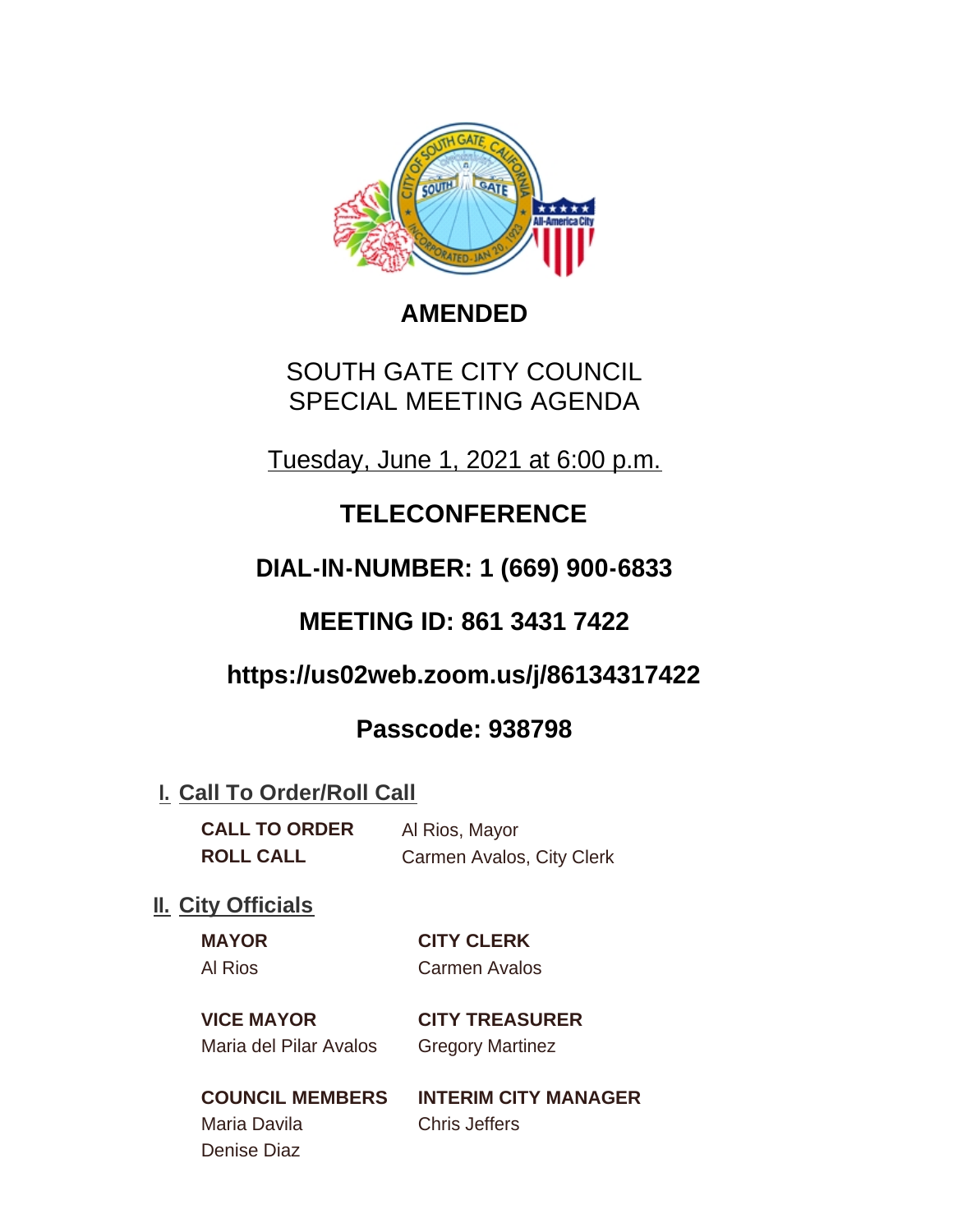# AMENDED

## SOUTH GATE CITY COUNCIL
## SPECIAL MEETING AGENDA

Tuesday, June 1, 2021 at 6:00 p.m.

## TELECONFERENCE

## DIAL-IN-NUMBER: 1 (669) 900-6833

## MEETING ID: 861 3431 7422

## https://us02web.zoom.us/j/86134317422

## Passcode: 938798

### I. Call To Order/Roll Call

**CALL TO ORDER** Al Rios, Mayor

**ROLL CALL** Carmen Avalos, City Clerk

### II. City Officials

**MAYOR**
Al Rios

**CITY CLERK**
Carmen Avalos

**VICE MAYOR**
Maria del Pilar Avalos

**CITY TREASURER**
Gregory Martinez

**COUNCIL MEMBERS**
Maria Davila
Denise Diaz

**INTERIM CITY MANAGER**
Chris Jeffers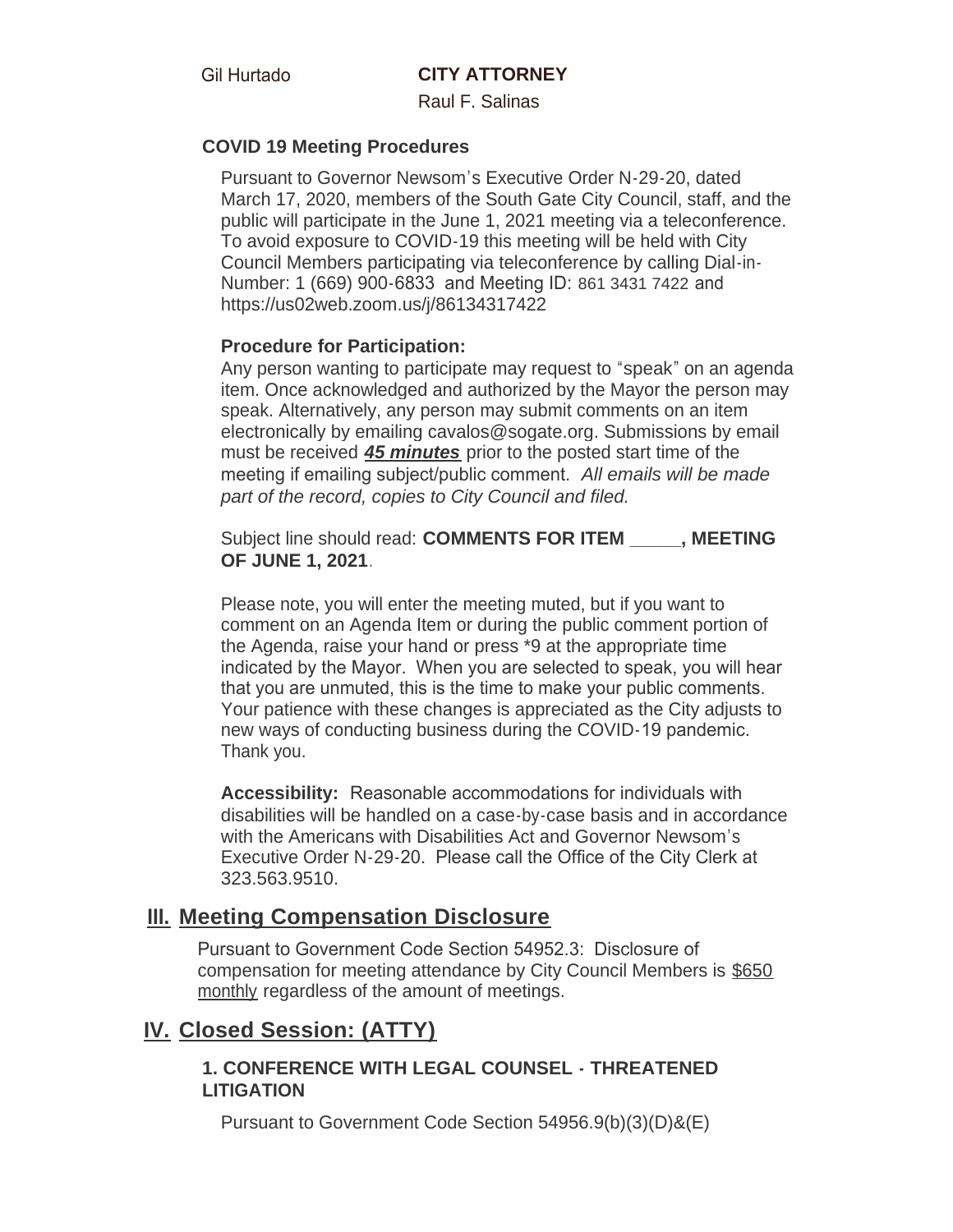Gil Hurtado

**CITY ATTORNEY**

Raul F. Salinas

**COVID 19 Meeting Procedures**

Pursuant to Governor Newsom's Executive Order N-29-20, dated March 17, 2020, members of the South Gate City Council, staff, and the public will participate in the June 1, 2021 meeting via a teleconference. To avoid exposure to COVID-19 this meeting will be held with City Council Members participating via teleconference by calling Dial-in-Number: 1 (669) 900-6833 and Meeting ID: 861 3431 7422 and https://us02web.zoom.us/j/86134317422

**Procedure for Participation:**

Any person wanting to participate may request to "speak" on an agenda item. Once acknowledged and authorized by the Mayor the person may speak. Alternatively, any person may submit comments on an item electronically by emailing cavalos@sogate.org. Submissions by email must be received ***45 minutes*** prior to the posted start time of the meeting if emailing subject/public comment. *All emails will be made part of the record, copies to City Council and filed.*

Subject line should read: **COMMENTS FOR ITEM _____, MEETING OF JUNE 1, 2021**.

Please note, you will enter the meeting muted, but if you want to comment on an Agenda Item or during the public comment portion of the Agenda, raise your hand or press *9 at the appropriate time indicated by the Mayor. When you are selected to speak, you will hear that you are unmuted, this is the time to make your public comments. Your patience with these changes is appreciated as the City adjusts to new ways of conducting business during the COVID-19 pandemic. Thank you.

**Accessibility:** Reasonable accommodations for individuals with disabilities will be handled on a case-by-case basis and in accordance with the Americans with Disabilities Act and Governor Newsom's Executive Order N-29-20. Please call the Office of the City Clerk at 323.563.9510.

## III. Meeting Compensation Disclosure

Pursuant to Government Code Section 54952.3: Disclosure of compensation for meeting attendance by City Council Members is $650 monthly regardless of the amount of meetings.

## IV. Closed Session: (ATTY)

### 1. CONFERENCE WITH LEGAL COUNSEL - THREATENED LITIGATION

Pursuant to Government Code Section 54956.9(b)(3)(D)&(E)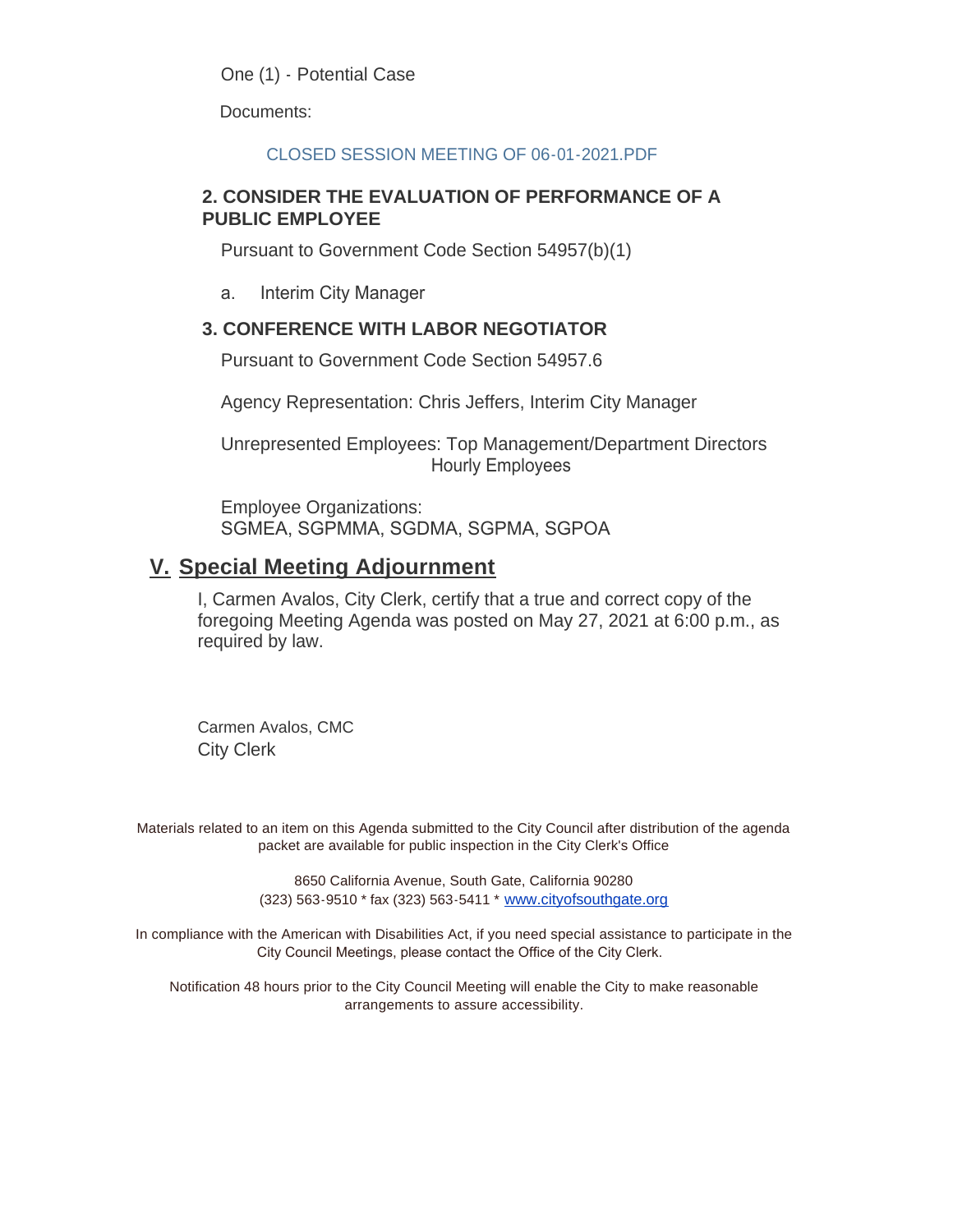One (1) - Potential Case

Documents:

CLOSED SESSION MEETING OF 06-01-2021.PDF

### 2. CONSIDER THE EVALUATION OF PERFORMANCE OF A PUBLIC EMPLOYEE

Pursuant to Government Code Section 54957(b)(1)

a. Interim City Manager

### 3. CONFERENCE WITH LABOR NEGOTIATOR

Pursuant to Government Code Section 54957.6

Agency Representation: Chris Jeffers, Interim City Manager

Unrepresented Employees: Top Management/Department Directors
Hourly Employees

Employee Organizations:
SGMEA, SGPMMA, SGDMA, SGPMA, SGPOA

## V. Special Meeting Adjournment

I, Carmen Avalos, City Clerk, certify that a true and correct copy of the foregoing Meeting Agenda was posted on May 27, 2021 at 6:00 p.m., as required by law.

Carmen Avalos, CMC
City Clerk

Materials related to an item on this Agenda submitted to the City Council after distribution of the agenda packet are available for public inspection in the City Clerk's Office

8650 California Avenue, South Gate, California 90280
(323) 563-9510 * fax (323) 563-5411 * www.cityofsouthgate.org

In compliance with the American with Disabilities Act, if you need special assistance to participate in the City Council Meetings, please contact the Office of the City Clerk.

Notification 48 hours prior to the City Council Meeting will enable the City to make reasonable arrangements to assure accessibility.